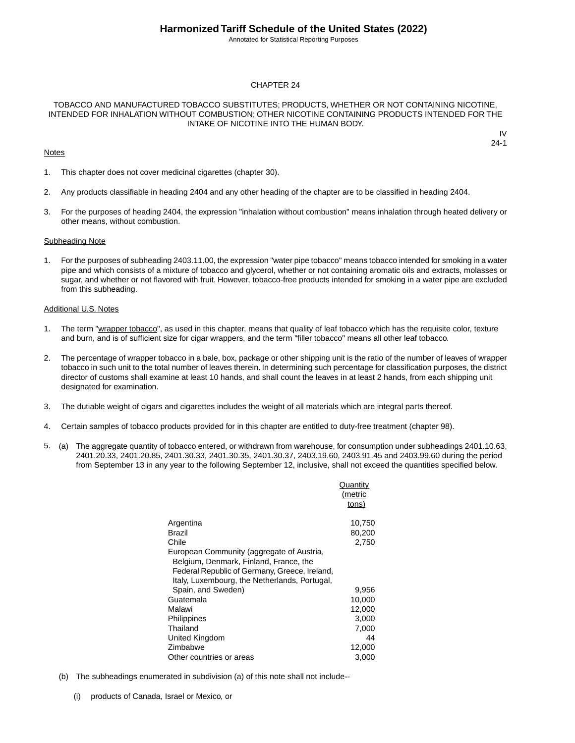# Harmonized Tariff Schedule of the United States (2022)

Annotated for Statistical Reporting Purposes

## CHAPTER 24

## TOBACCO AND MANUFACTURED TOBACCO SUBSTITUTES; PRODUCTS, WHETHER OR NOT CONTAINING NICOTINE, INTENDED FOR INHALATION WITHOUT COMBUSTION; OTHER NICOTINE CONTAINING PRODUCTS INTENDED FOR THE INTAKE OF NICOTINE INTO THE HUMAN BODY.

IV
24-1

### Notes

1. This chapter does not cover medicinal cigarettes (chapter 30).

2. Any products classifiable in heading 2404 and any other heading of the chapter are to be classified in heading 2404.

3. For the purposes of heading 2404, the expression "inhalation without combustion" means inhalation through heated delivery or other means, without combustion.

### Subheading Note

1. For the purposes of subheading 2403.11.00, the expression "water pipe tobacco" means tobacco intended for smoking in a water pipe and which consists of a mixture of tobacco and glycerol, whether or not containing aromatic oils and extracts, molasses or sugar, and whether or not flavored with fruit. However, tobacco-free products intended for smoking in a water pipe are excluded from this subheading.

### Additional U.S. Notes

1. The term "wrapper tobacco", as used in this chapter, means that quality of leaf tobacco which has the requisite color, texture and burn, and is of sufficient size for cigar wrappers, and the term "filler tobacco" means all other leaf tobacco.

2. The percentage of wrapper tobacco in a bale, box, package or other shipping unit is the ratio of the number of leaves of wrapper tobacco in such unit to the total number of leaves therein. In determining such percentage for classification purposes, the district director of customs shall examine at least 10 hands, and shall count the leaves in at least 2 hands, from each shipping unit designated for examination.

3. The dutiable weight of cigars and cigarettes includes the weight of all materials which are integral parts thereof.

4. Certain samples of tobacco products provided for in this chapter are entitled to duty-free treatment (chapter 98).

5. (a) The aggregate quantity of tobacco entered, or withdrawn from warehouse, for consumption under subheadings 2401.10.63, 2401.20.33, 2401.20.85, 2401.30.33, 2401.30.35, 2401.30.37, 2403.19.60, 2403.91.45 and 2403.99.60 during the period from September 13 in any year to the following September 12, inclusive, shall not exceed the quantities specified below.

| | Quantity (metric tons) |
|---|---|
| Argentina | 10,750 |
| Brazil | 80,200 |
| Chile | 2,750 |
| European Community (aggregate of Austria, Belgium, Denmark, Finland, France, the Federal Republic of Germany, Greece, Ireland, Italy, Luxembourg, the Netherlands, Portugal, Spain, and Sweden) | 9,956 |
| Guatemala | 10,000 |
| Malawi | 12,000 |
| Philippines | 3,000 |
| Thailand | 7,000 |
| United Kingdom | 44 |
| Zimbabwe | 12,000 |
| Other countries or areas | 3,000 |

   (b) The subheadings enumerated in subdivision (a) of this note shall not include--

      (i) products of Canada, Israel or Mexico, or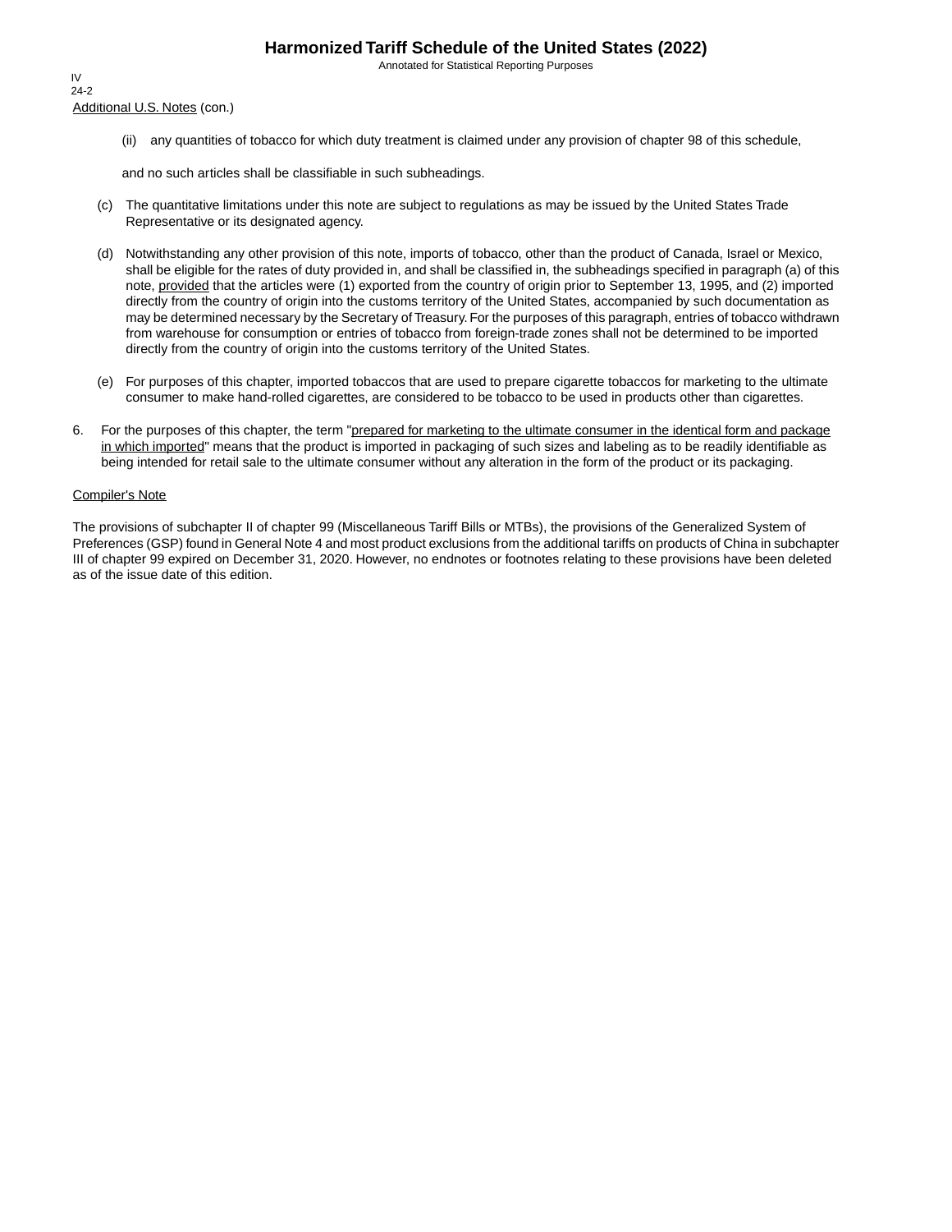Additional U.S. Notes (con.)

(ii) any quantities of tobacco for which duty treatment is claimed under any provision of chapter 98 of this schedule,

and no such articles shall be classifiable in such subheadings.

(c) The quantitative limitations under this note are subject to regulations as may be issued by the United States Trade Representative or its designated agency.

(d) Notwithstanding any other provision of this note, imports of tobacco, other than the product of Canada, Israel or Mexico, shall be eligible for the rates of duty provided in, and shall be classified in, the subheadings specified in paragraph (a) of this note, provided that the articles were (1) exported from the country of origin prior to September 13, 1995, and (2) imported directly from the country of origin into the customs territory of the United States, accompanied by such documentation as may be determined necessary by the Secretary of Treasury. For the purposes of this paragraph, entries of tobacco withdrawn from warehouse for consumption or entries of tobacco from foreign-trade zones shall not be determined to be imported directly from the country of origin into the customs territory of the United States.

(e) For purposes of this chapter, imported tobaccos that are used to prepare cigarette tobaccos for marketing to the ultimate consumer to make hand-rolled cigarettes, are considered to be tobacco to be used in products other than cigarettes.

6. For the purposes of this chapter, the term "prepared for marketing to the ultimate consumer in the identical form and package in which imported" means that the product is imported in packaging of such sizes and labeling as to be readily identifiable as being intended for retail sale to the ultimate consumer without any alteration in the form of the product or its packaging.

Compiler's Note

The provisions of subchapter II of chapter 99 (Miscellaneous Tariff Bills or MTBs), the provisions of the Generalized System of Preferences (GSP) found in General Note 4 and most product exclusions from the additional tariffs on products of China in subchapter III of chapter 99 expired on December 31, 2020. However, no endnotes or footnotes relating to these provisions have been deleted as of the issue date of this edition.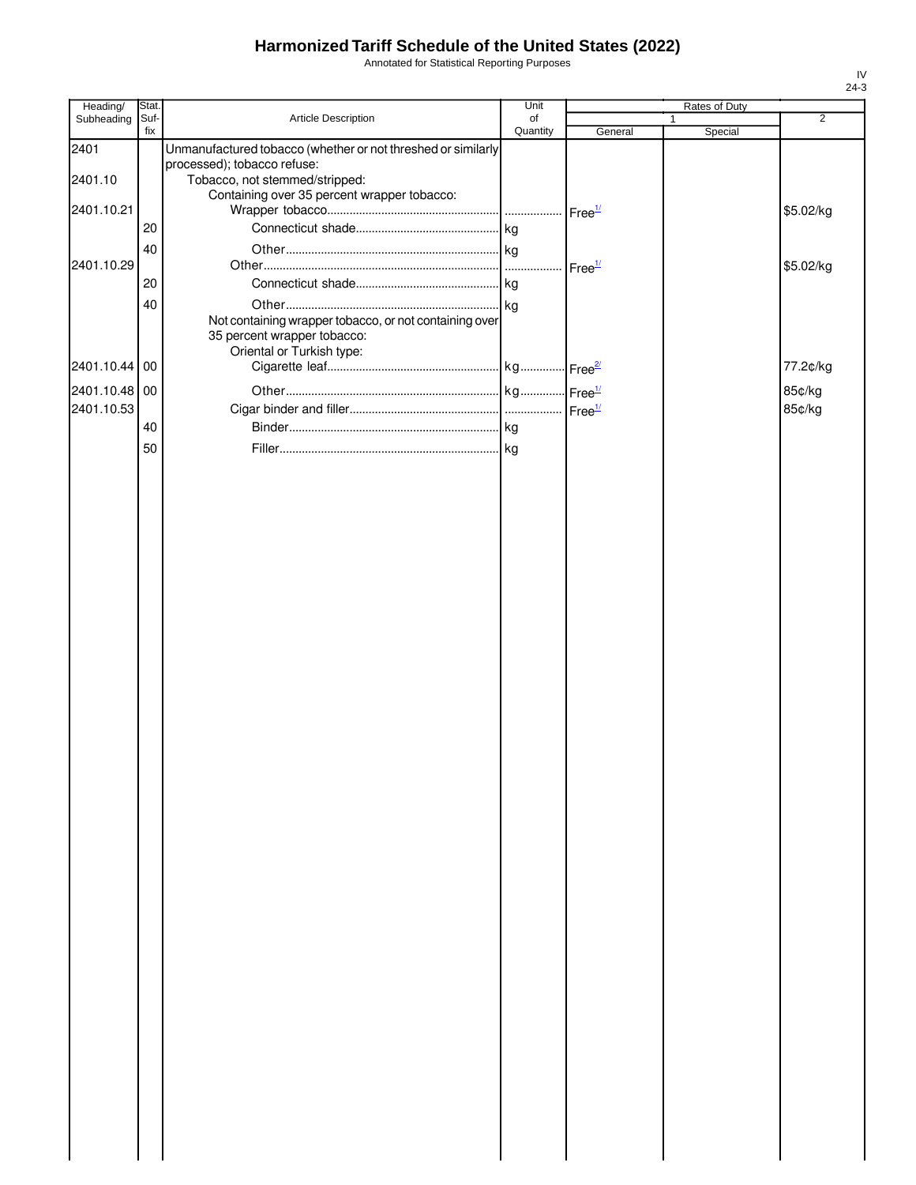# Harmonized Tariff Schedule of the United States (2022)

Annotated for Statistical Reporting Purposes

| Heading/ Subheading | Stat. Suf- fix | Article Description | Unit of Quantity | Rates of Duty 1 General | Special | 2 |
|---|---|---|---|---|---|---|
| 2401 | | Unmanufactured tobacco (whether or not threshed or similarly processed); tobacco refuse: | | | | |
| 2401.10 | | Tobacco, not stemmed/stripped: | | | | |
| | | Containing over 35 percent wrapper tobacco: | | | | |
| 2401.10.21 | | Wrapper tobacco | | Free[1/] | | $5.02/kg |
| | 20 | Connecticut shade | kg | | | |
| | 40 | Other | kg | | | |
| 2401.10.29 | | Other | | Free[1/] | | $5.02/kg |
| | 20 | Connecticut shade | kg | | | |
| | 40 | Other | kg | | | |
| | | Not containing wrapper tobacco, or not containing over 35 percent wrapper tobacco: | | | | |
| | | Oriental or Turkish type: | | | | |
| 2401.10.44 | 00 | Cigarette leaf | kg | Free[2/] | | 77.2¢/kg |
| 2401.10.48 | 00 | Other | kg | Free[1/] | | 85¢/kg |
| 2401.10.53 | | Cigar binder and filler | | Free[1/] | | 85¢/kg |
| | 40 | Binder | kg | | | |
| | 50 | Filler | kg | | | |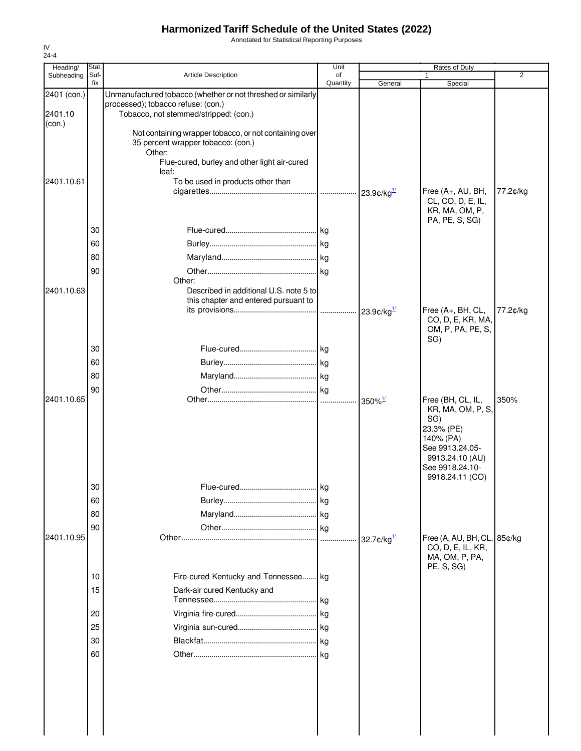# Harmonized Tariff Schedule of the United States (2022)

Annotated for Statistical Reporting Purposes

IV
24-4

| Heading/ Subheading | Stat. Suf- fix | Article Description | Unit of Quantity | Rates of Duty 1 General | Special | 2 |
|---|---|---|---|---|---|---|
| 2401 (con.) | | Unmanufactured tobacco (whether or not threshed or similarly processed); tobacco refuse: (con.) | | | | |
| 2401.10 (con.) | | Tobacco, not stemmed/stripped: (con.) | | | | |
| | | Not containing wrapper tobacco, or not containing over 35 percent wrapper tobacco: (con.) | | | | |
| | | Other: | | | | |
| | | Flue-cured, burley and other light air-cured leaf: | | | | |
| 2401.10.61 | | To be used in products other than cigarettes | | 23.9¢/kg[1/] | Free (A+, AU, BH, CL, CO, D, E, IL, KR, MA, OM, P, PA, PE, S, SG) | 77.2¢/kg |
| | 30 | Flue-cured | kg | | | |
| | 60 | Burley | kg | | | |
| | 80 | Maryland | kg | | | |
| | 90 | Other | kg | | | |
| | | Other: | | | | |
| 2401.10.63 | | Described in additional U.S. note 5 to this chapter and entered pursuant to its provisions | | 23.9¢/kg[1/] | Free (A+, BH, CL, CO, D, E, KR, MA, OM, P, PA, PE, S, SG) | 77.2¢/kg |
| | 30 | Flue-cured | kg | | | |
| | 60 | Burley | kg | | | |
| | 80 | Maryland | kg | | | |
| | 90 | Other | kg | | | |
| 2401.10.65 | | Other | | 350%[1/] | Free (BH, CL, IL, KR, MA, OM, P, S, SG)<br>23.3% (PE)<br>140% (PA)<br>See 9913.24.05-9913.24.10 (AU)<br>See 9918.24.10-9918.24.11 (CO) | 350% |
| | 30 | Flue-cured | kg | | | |
| | 60 | Burley | kg | | | |
| | 80 | Maryland | kg | | | |
| | 90 | Other | kg | | | |
| 2401.10.95 | | Other | | 32.7¢/kg[1/] | Free (A, AU, BH, CL, CO, D, E, IL, KR, MA, OM, P, PA, PE, S, SG) | 85¢/kg |
| | 10 | Fire-cured Kentucky and Tennessee | kg | | | |
| | 15 | Dark-air cured Kentucky and Tennessee | kg | | | |
| | 20 | Virginia fire-cured | kg | | | |
| | 25 | Virginia sun-cured | kg | | | |
| | 30 | Blackfat | kg | | | |
| | 60 | Other | kg | | | |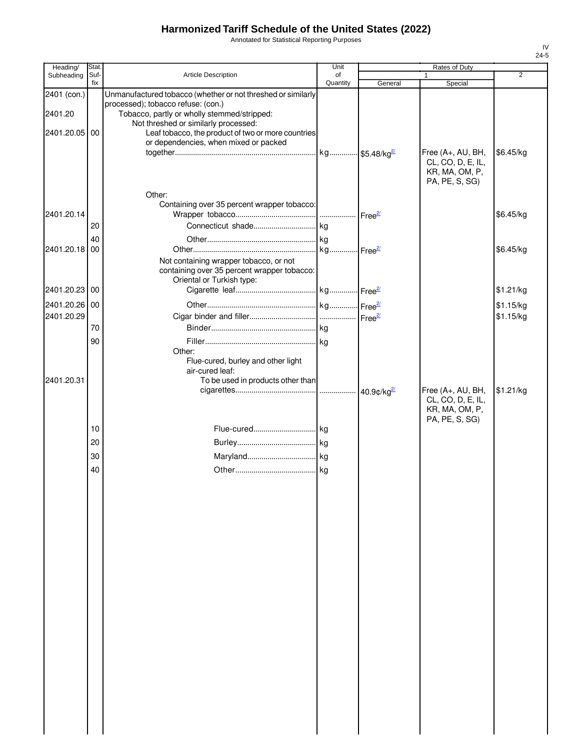# Harmonized Tariff Schedule of the United States (2022)

Annotated for Statistical Reporting Purposes

IV
24-5

| Heading/ Subheading | Stat. Suf- fix | Article Description | Unit of Quantity | Rates of Duty 1 General | Special | 2 |
|---|---|---|---|---|---|---|
| 2401 (con.) | | Unmanufactured tobacco (whether or not threshed or similarly processed); tobacco refuse: (con.) | | | | |
| 2401.20 | | Tobacco, partly or wholly stemmed/stripped: | | | | |
| | | Not threshed or similarly processed: | | | | |
| 2401.20.05 | 00 | Leaf tobacco, the product of two or more countries or dependencies, when mixed or packed together | kg | $5.48/kg[2/] | Free (A+, AU, BH, CL, CO, D, E, IL, KR, MA, OM, P, PA, PE, S, SG) | $6.45/kg |
| | | Other: | | | | |
| | | Containing over 35 percent wrapper tobacco: | | | | |
| 2401.20.14 | | Wrapper tobacco | | Free[2/] | | $6.45/kg |
| | 20 | Connecticut shade | kg | | | |
| | 40 | Other | kg | | | |
| 2401.20.18 | 00 | Other | kg | Free[2/] | | $6.45/kg |
| | | Not containing wrapper tobacco, or not containing over 35 percent wrapper tobacco: | | | | |
| | | Oriental or Turkish type: | | | | |
| 2401.20.23 | 00 | Cigarette leaf | kg | Free[2/] | | $1.21/kg |
| 2401.20.26 | 00 | Other | kg | Free[2/] | | $1.15/kg |
| 2401.20.29 | | Cigar binder and filler | | Free[2/] | | $1.15/kg |
| | 70 | Binder | kg | | | |
| | 90 | Filler | kg | | | |
| | | Other: | | | | |
| | | Flue-cured, burley and other light air-cured leaf: | | | | |
| 2401.20.31 | | To be used in products other than cigarettes | | 40.9¢/kg[2/] | Free (A+, AU, BH, CL, CO, D, E, IL, KR, MA, OM, P, PA, PE, S, SG) | $1.21/kg |
| | 10 | Flue-cured | kg | | | |
| | 20 | Burley | kg | | | |
| | 30 | Maryland | kg | | | |
| | 40 | Other | kg | | | |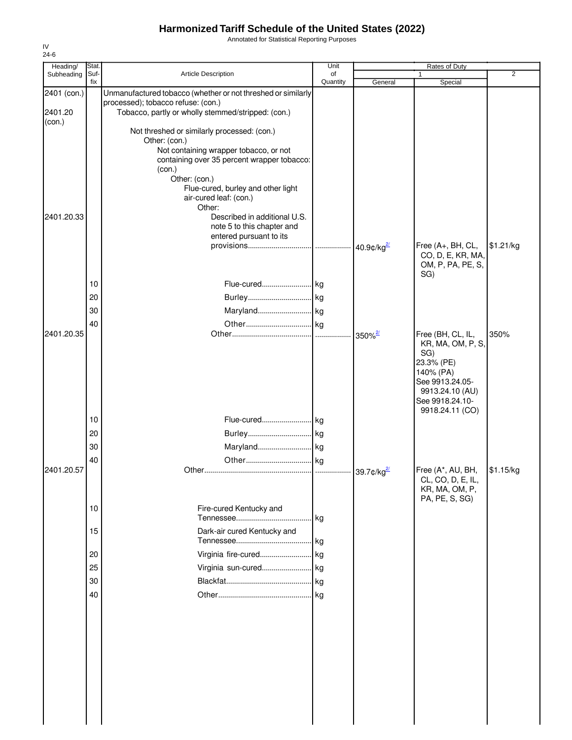# Harmonized Tariff Schedule of the United States (2022)

Annotated for Statistical Reporting Purposes

IV
24-6

| Heading/ Subheading | Stat. Suf- fix | Article Description | Unit of Quantity | Rates of Duty 1 General | Rates of Duty 1 Special | Rates of Duty 2 |
|---|---|---|---|---|---|---|
| 2401 (con.) | | Unmanufactured tobacco (whether or not threshed or similarly processed); tobacco refuse: (con.) | | | | |
| 2401.20 (con.) | | Tobacco, partly or wholly stemmed/stripped: (con.) | | | | |
| | | Not threshed or similarly processed: (con.) | | | | |
| | | Other: (con.) | | | | |
| | | Not containing wrapper tobacco, or not containing over 35 percent wrapper tobacco: (con.) | | | | |
| | | Other: (con.) | | | | |
| | | Flue-cured, burley and other light air-cured leaf: (con.) | | | | |
| | | Other: | | | | |
| 2401.20.33 | | Described in additional U.S. note 5 to this chapter and entered pursuant to its provisions | | 40.9¢/kg[2/] | Free (A+, BH, CL, CO, D, E, KR, MA, OM, P, PA, PE, S, SG) | $1.21/kg |
| | 10 | Flue-cured | kg | | | |
| | 20 | Burley | kg | | | |
| | 30 | Maryland | kg | | | |
| | 40 | Other | kg | | | |
| 2401.20.35 | | Other | | 350%[2/] | Free (BH, CL, IL, KR, MA, OM, P, S, SG)<br>23.3% (PE)<br>140% (PA)<br>See 9913.24.05-9913.24.10 (AU)<br>See 9918.24.10-9918.24.11 (CO) | 350% |
| | 10 | Flue-cured | kg | | | |
| | 20 | Burley | kg | | | |
| | 30 | Maryland | kg | | | |
| | 40 | Other | kg | | | |
| 2401.20.57 | | Other | | 39.7¢/kg[2/] | Free (A*, AU, BH, CL, CO, D, E, IL, KR, MA, OM, P, PA, PE, S, SG) | $1.15/kg |
| | 10 | Fire-cured Kentucky and Tennessee | kg | | | |
| | 15 | Dark-air cured Kentucky and Tennessee | kg | | | |
| | 20 | Virginia fire-cured | kg | | | |
| | 25 | Virginia sun-cured | kg | | | |
| | 30 | Blackfat | kg | | | |
| | 40 | Other | kg | | | |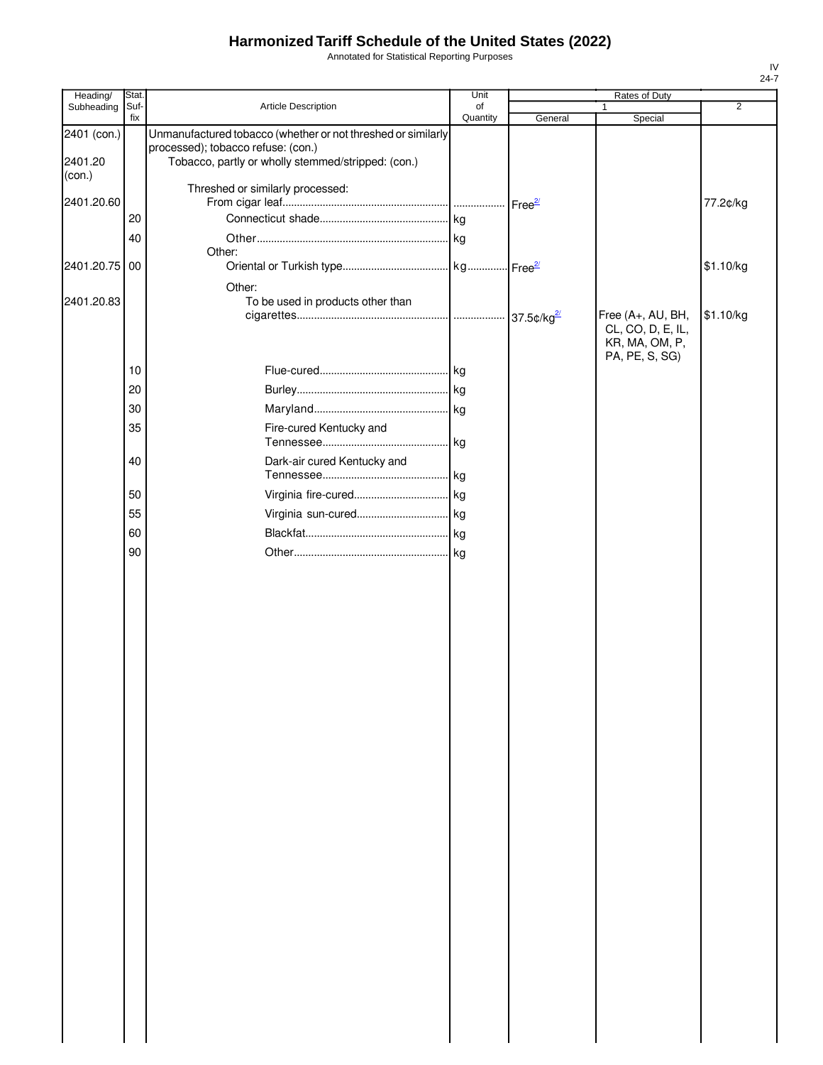# Harmonized Tariff Schedule of the United States (2022)

Annotated for Statistical Reporting Purposes

| Heading/ Subheading | Stat. Suf- fix | Article Description | Unit of Quantity | Rates of Duty 1 General | Special | 2 |
|---|---|---|---|---|---|---|
| 2401 (con.) | | Unmanufactured tobacco (whether or not threshed or similarly processed); tobacco refuse: (con.) | | | | |
| 2401.20 (con.) | | Tobacco, partly or wholly stemmed/stripped: (con.) | | | | |
| | | Threshed or similarly processed: | | | | |
| 2401.20.60 | | From cigar leaf | | Free[2/] | | 77.2¢/kg |
| | 20 | Connecticut shade | kg | | | |
| | 40 | Other | kg | | | |
| | | Other: | | | | |
| 2401.20.75 | 00 | Oriental or Turkish type | kg | Free[2/] | | $1.10/kg |
| | | Other: | | | | |
| 2401.20.83 | | To be used in products other than cigarettes | | 37.5¢/kg[2/] | Free (A+, AU, BH, CL, CO, D, E, IL, KR, MA, OM, P, PA, PE, S, SG) | $1.10/kg |
| | 10 | Flue-cured | kg | | | |
| | 20 | Burley | kg | | | |
| | 30 | Maryland | kg | | | |
| | 35 | Fire-cured Kentucky and Tennessee | kg | | | |
| | 40 | Dark-air cured Kentucky and Tennessee | kg | | | |
| | 50 | Virginia fire-cured | kg | | | |
| | 55 | Virginia sun-cured | kg | | | |
| | 60 | Blackfat | kg | | | |
| | 90 | Other | kg | | | |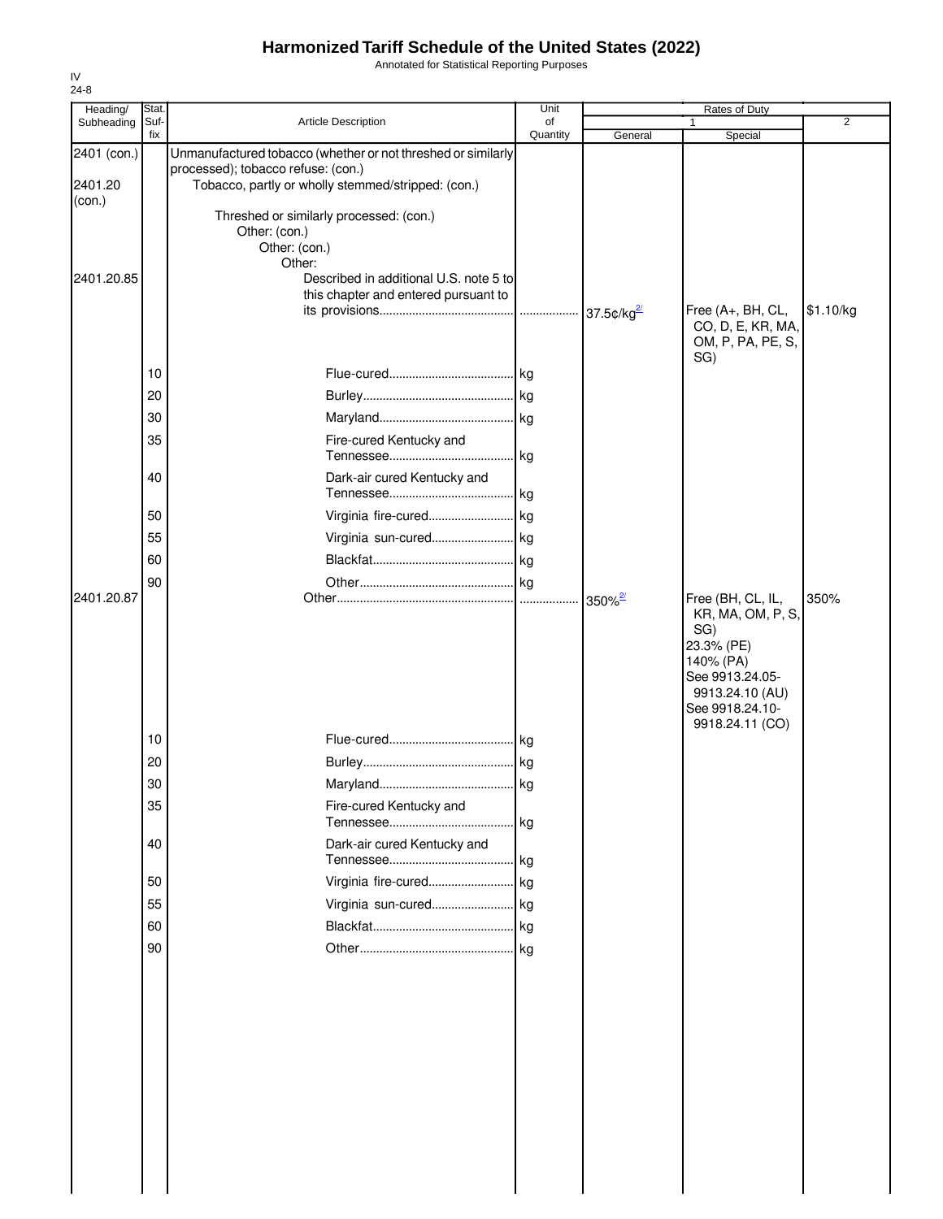# Harmonized Tariff Schedule of the United States (2022)

Annotated for Statistical Reporting Purposes

IV
24-8

| Heading/ Subheading | Stat. Suf- fix | Article Description | Unit of Quantity | Rates of Duty 1 General | Special | 2 |
|---|---|---|---|---|---|---|
| 2401 (con.) | | Unmanufactured tobacco (whether or not threshed or similarly processed); tobacco refuse: (con.) | | | | |
| 2401.20 (con.) | | Tobacco, partly or wholly stemmed/stripped: (con.) | | | | |
| | | Threshed or similarly processed: (con.) | | | | |
| | | Other: (con.) | | | | |
| | | Other: (con.) | | | | |
| | | Other: | | | | |
| 2401.20.85 | | Described in additional U.S. note 5 to this chapter and entered pursuant to its provisions | | 37.5¢/kg[2/] | Free (A+, BH, CL, CO, D, E, KR, MA, OM, P, PA, PE, S, SG) | $1.10/kg |
| | 10 | Flue-cured | kg | | | |
| | 20 | Burley | kg | | | |
| | 30 | Maryland | kg | | | |
| | 35 | Fire-cured Kentucky and Tennessee | kg | | | |
| | 40 | Dark-air cured Kentucky and Tennessee | kg | | | |
| | 50 | Virginia fire-cured | kg | | | |
| | 55 | Virginia sun-cured | kg | | | |
| | 60 | Blackfat | kg | | | |
| | 90 | Other | kg | | | |
| 2401.20.87 | | Other | | 350%[2/] | Free (BH, CL, IL, KR, MA, OM, P, S, SG)<br>23.3% (PE)<br>140% (PA)<br>See 9913.24.05-9913.24.10 (AU)<br>See 9918.24.10-9918.24.11 (CO) | 350% |
| | 10 | Flue-cured | kg | | | |
| | 20 | Burley | kg | | | |
| | 30 | Maryland | kg | | | |
| | 35 | Fire-cured Kentucky and Tennessee | kg | | | |
| | 40 | Dark-air cured Kentucky and Tennessee | kg | | | |
| | 50 | Virginia fire-cured | kg | | | |
| | 55 | Virginia sun-cured | kg | | | |
| | 60 | Blackfat | kg | | | |
| | 90 | Other | kg | | | |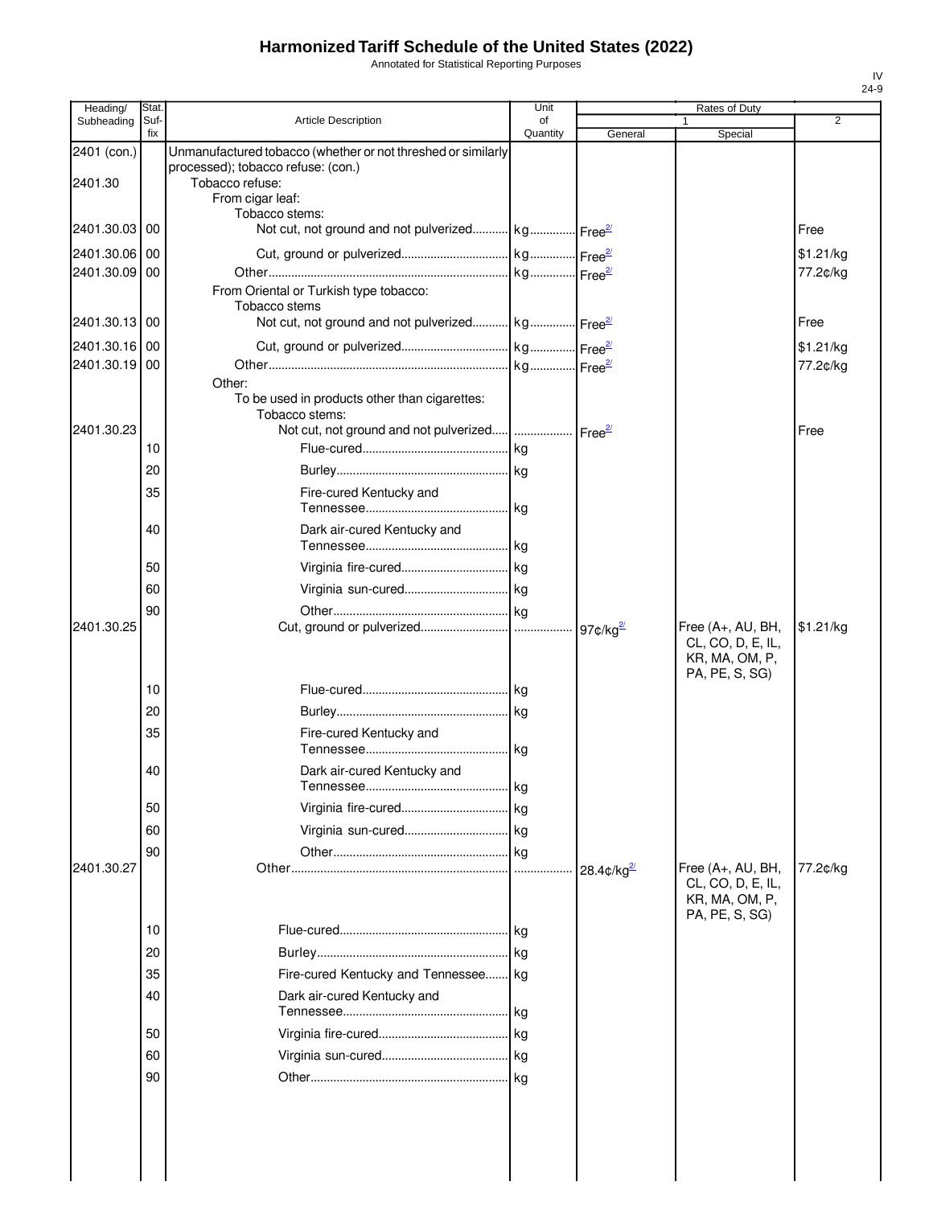# Harmonized Tariff Schedule of the United States (2022)

Annotated for Statistical Reporting Purposes

IV
24-9

| Heading/ Subheading | Stat. Suf- fix | Article Description | Unit of Quantity | Rates of Duty 1 General | Special | 2 |
|---|---|---|---|---|---|---|
| 2401 (con.) | | Unmanufactured tobacco (whether or not threshed or similarly processed); tobacco refuse: (con.) | | | | |
| 2401.30 | | Tobacco refuse: | | | | |
| | | From cigar leaf: | | | | |
| | | Tobacco stems: | | | | |
| 2401.30.03 | 00 | Not cut, not ground and not pulverized | kg | Free[2/] | | Free |
| 2401.30.06 | 00 | Cut, ground or pulverized | kg | Free[2/] | | $1.21/kg |
| 2401.30.09 | 00 | Other | kg | Free[2/] | | 77.2¢/kg |
| | | From Oriental or Turkish type tobacco: | | | | |
| | | Tobacco stems | | | | |
| 2401.30.13 | 00 | Not cut, not ground and not pulverized | kg | Free[2/] | | Free |
| 2401.30.16 | 00 | Cut, ground or pulverized | kg | Free[2/] | | $1.21/kg |
| 2401.30.19 | 00 | Other | kg | Free[2/] | | 77.2¢/kg |
| | | Other: | | | | |
| | | To be used in products other than cigarettes: | | | | |
| | | Tobacco stems: | | | | |
| 2401.30.23 | | Not cut, not ground and not pulverized | | Free[2/] | | Free |
| | 10 | Flue-cured | kg | | | |
| | 20 | Burley | kg | | | |
| | 35 | Fire-cured Kentucky and Tennessee | kg | | | |
| | 40 | Dark air-cured Kentucky and Tennessee | kg | | | |
| | 50 | Virginia fire-cured | kg | | | |
| | 60 | Virginia sun-cured | kg | | | |
| | 90 | Other | kg | | | |
| 2401.30.25 | | Cut, ground or pulverized | | 97¢/kg[2/] | Free (A+, AU, BH, CL, CO, D, E, IL, KR, MA, OM, P, PA, PE, S, SG) | $1.21/kg |
| | 10 | Flue-cured | kg | | | |
| | 20 | Burley | kg | | | |
| | 35 | Fire-cured Kentucky and Tennessee | kg | | | |
| | 40 | Dark air-cured Kentucky and Tennessee | kg | | | |
| | 50 | Virginia fire-cured | kg | | | |
| | 60 | Virginia sun-cured | kg | | | |
| | 90 | Other | kg | | | |
| 2401.30.27 | | Other | | 28.4¢/kg[2/] | Free (A+, AU, BH, CL, CO, D, E, IL, KR, MA, OM, P, PA, PE, S, SG) | 77.2¢/kg |
| | 10 | Flue-cured | kg | | | |
| | 20 | Burley | kg | | | |
| | 35 | Fire-cured Kentucky and Tennessee | kg | | | |
| | 40 | Dark air-cured Kentucky and Tennessee | kg | | | |
| | 50 | Virginia fire-cured | kg | | | |
| | 60 | Virginia sun-cured | kg | | | |
| | 90 | Other | kg | | | |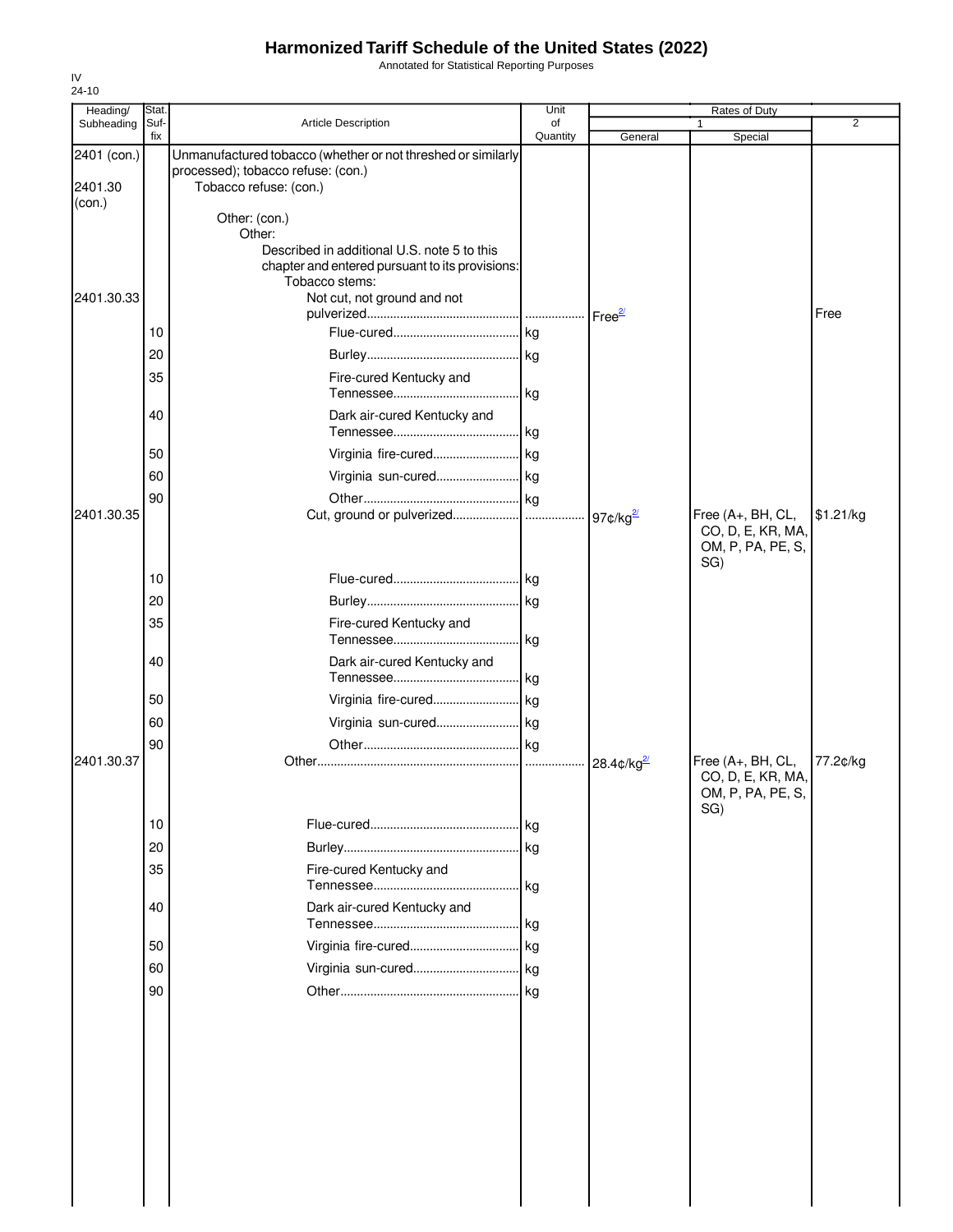# Harmonized Tariff Schedule of the United States (2022)

Annotated for Statistical Reporting Purposes

IV
24-10

| Heading/ Subheading | Stat. Suf- fix | Article Description | Unit of Quantity | Rates of Duty 1 General | Special | 2 |
|---|---|---|---|---|---|---|
| 2401 (con.) | | Unmanufactured tobacco (whether or not threshed or similarly processed); tobacco refuse: (con.) | | | | |
| 2401.30 (con.) | | Tobacco refuse: (con.) | | | | |
| | | Other: (con.) | | | | |
| | | Other: | | | | |
| | | Described in additional U.S. note 5 to this chapter and entered pursuant to its provisions: | | | | |
| | | Tobacco stems: | | | | |
| 2401.30.33 | | Not cut, not ground and not pulverized | | Free[2/] | | Free |
| | 10 | Flue-cured | kg | | | |
| | 20 | Burley | kg | | | |
| | 35 | Fire-cured Kentucky and Tennessee | kg | | | |
| | 40 | Dark air-cured Kentucky and Tennessee | kg | | | |
| | 50 | Virginia fire-cured | kg | | | |
| | 60 | Virginia sun-cured | kg | | | |
| | 90 | Other | kg | | | |
| 2401.30.35 | | Cut, ground or pulverized | | 97¢/kg[2/] | Free (A+, BH, CL, CO, D, E, KR, MA, OM, P, PA, PE, S, SG) | $1.21/kg |
| | 10 | Flue-cured | kg | | | |
| | 20 | Burley | kg | | | |
| | 35 | Fire-cured Kentucky and Tennessee | kg | | | |
| | 40 | Dark air-cured Kentucky and Tennessee | kg | | | |
| | 50 | Virginia fire-cured | kg | | | |
| | 60 | Virginia sun-cured | kg | | | |
| | 90 | Other | kg | | | |
| 2401.30.37 | | Other | | 28.4¢/kg[2/] | Free (A+, BH, CL, CO, D, E, KR, MA, OM, P, PA, PE, S, SG) | 77.2¢/kg |
| | 10 | Flue-cured | kg | | | |
| | 20 | Burley | kg | | | |
| | 35 | Fire-cured Kentucky and Tennessee | kg | | | |
| | 40 | Dark air-cured Kentucky and Tennessee | kg | | | |
| | 50 | Virginia fire-cured | kg | | | |
| | 60 | Virginia sun-cured | kg | | | |
| | 90 | Other | kg | | | |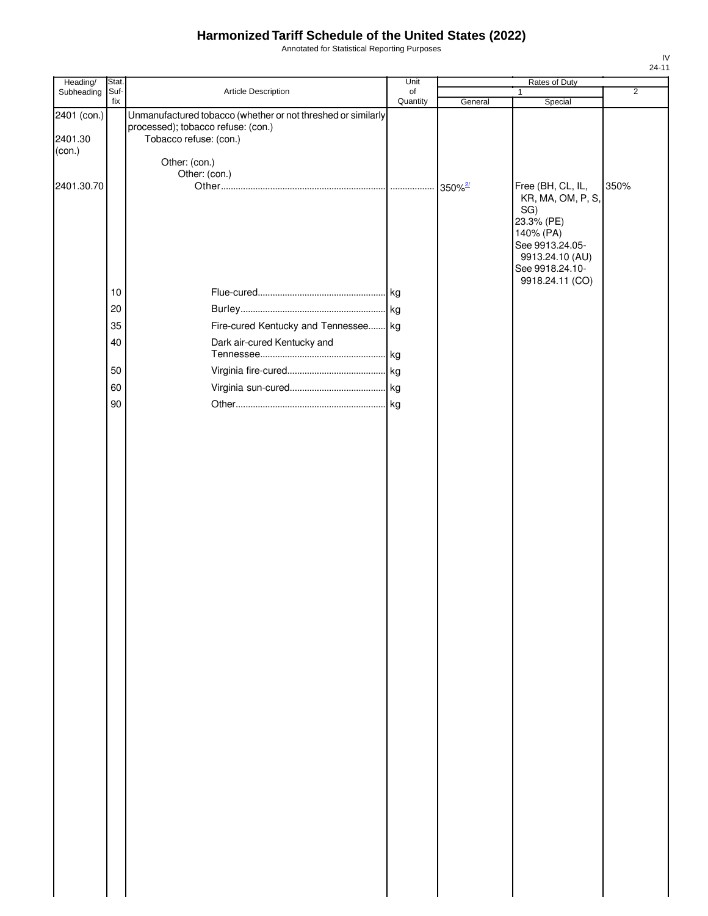# Harmonized Tariff Schedule of the United States (2022)

Annotated for Statistical Reporting Purposes

IV
24-11

| Heading/ Subheading | Stat. Suf-fix | Article Description | Unit of Quantity | Rates of Duty 1 General | Special | 2 |
|---|---|---|---|---|---|---|
| 2401 (con.) | | Unmanufactured tobacco (whether or not threshed or similarly processed); tobacco refuse: (con.) | | | | |
| 2401.30 (con.) | | Tobacco refuse: (con.) | | | | |
| | | Other: (con.) | | | | |
| | | Other: (con.) | | | | |
| 2401.30.70 | | Other | | 350%[2/] | Free (BH, CL, IL, KR, MA, OM, P, S, SG) 23.3% (PE) 140% (PA) See 9913.24.05-9913.24.10 (AU) See 9918.24.10-9918.24.11 (CO) | 350% |
| | 10 | Flue-cured | kg | | | |
| | 20 | Burley | kg | | | |
| | 35 | Fire-cured Kentucky and Tennessee | kg | | | |
| | 40 | Dark air-cured Kentucky and Tennessee | kg | | | |
| | 50 | Virginia fire-cured | kg | | | |
| | 60 | Virginia sun-cured | kg | | | |
| | 90 | Other | kg | | | |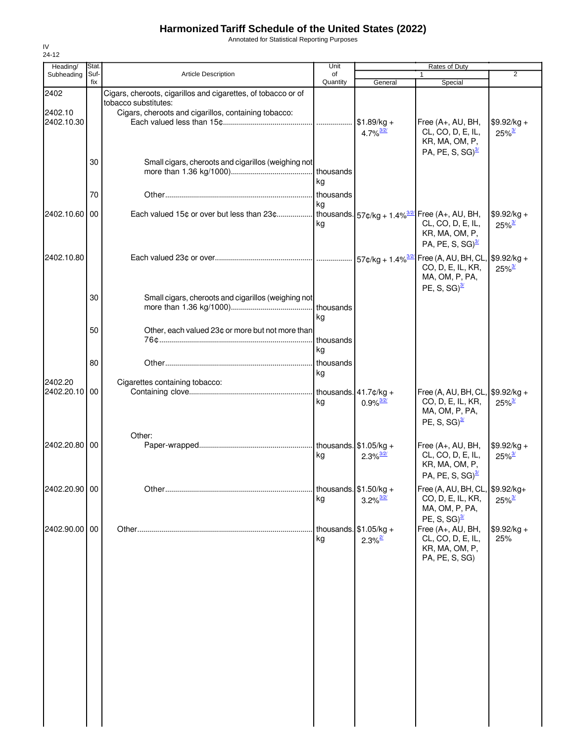# Harmonized Tariff Schedule of the United States (2022)

Annotated for Statistical Reporting Purposes

IV
24-12

| Heading/ Subheading | Stat. Suf- fix | Article Description | Unit of Quantity | Rates of Duty 1 General | Special | 2 |
|---|---|---|---|---|---|---|
| 2402 | | Cigars, cheroots, cigarillos and cigarettes, of tobacco or of tobacco substitutes: | | | | |
| 2402.10 | | Cigars, cheroots and cigarillos, containing tobacco: | | | | |
| 2402.10.30 | | Each valued less than 15¢ | | $1.89/kg + 4.7%[3/2/] | Free (A+, AU, BH, CL, CO, D, E, IL, KR, MA, OM, P, PA, PE, S, SG)[3/] | $9.92/kg + 25%[3/] |
| | 30 | Small cigars, cheroots and cigarillos (weighing not more than 1.36 kg/1000) | thousands kg | | | |
| | 70 | Other | thousands kg | | | |
| 2402.10.60 | 00 | Each valued 15¢ or over but less than 23¢ | thousands kg | 57¢/kg + 1.4%[3/2/] | Free (A+, AU, BH, CL, CO, D, E, IL, KR, MA, OM, P, PA, PE, S, SG)[3/] | $9.92/kg + 25%[3/] |
| 2402.10.80 | | Each valued 23¢ or over | | 57¢/kg + 1.4%[3/2/] | Free (A, AU, BH, CL, CO, D, E, IL, KR, MA, OM, P, PA, PE, S, SG)[3/] | $9.92/kg + 25%[3/] |
| | 30 | Small cigars, cheroots and cigarillos (weighing not more than 1.36 kg/1000) | thousands kg | | | |
| | 50 | Other, each valued 23¢ or more but not more than 76¢ | thousands kg | | | |
| | 80 | Other | thousands kg | | | |
| 2402.20 | | Cigarettes containing tobacco: | | | | |
| 2402.20.10 | 00 | Containing clove | thousands kg | 41.7¢/kg + 0.9%[3/2/] | Free (A, AU, BH, CL, CO, D, E, IL, KR, MA, OM, P, PA, PE, S, SG)[3/] | $9.92/kg + 25%[3/] |
| | | Other: | | | | |
| 2402.20.80 | 00 | Paper-wrapped | thousands kg | $1.05/kg + 2.3%[3/2/] | Free (A+, AU, BH, CL, CO, D, E, IL, KR, MA, OM, P, PA, PE, S, SG)[3/] | $9.92/kg + 25%[3/] |
| 2402.20.90 | 00 | Other | thousands kg | $1.50/kg + 3.2%[3/2/] | Free (A, AU, BH, CL, CO, D, E, IL, KR, MA, OM, P, PA, PE, S, SG)[3/] | $9.92/kg+ 25%[3/] |
| 2402.90.00 | 00 | Other | thousands kg | $1.05/kg + 2.3%[2/] | Free (A+, AU, BH, CL, CO, D, E, IL, KR, MA, OM, P, PA, PE, S, SG) | $9.92/kg + 25% |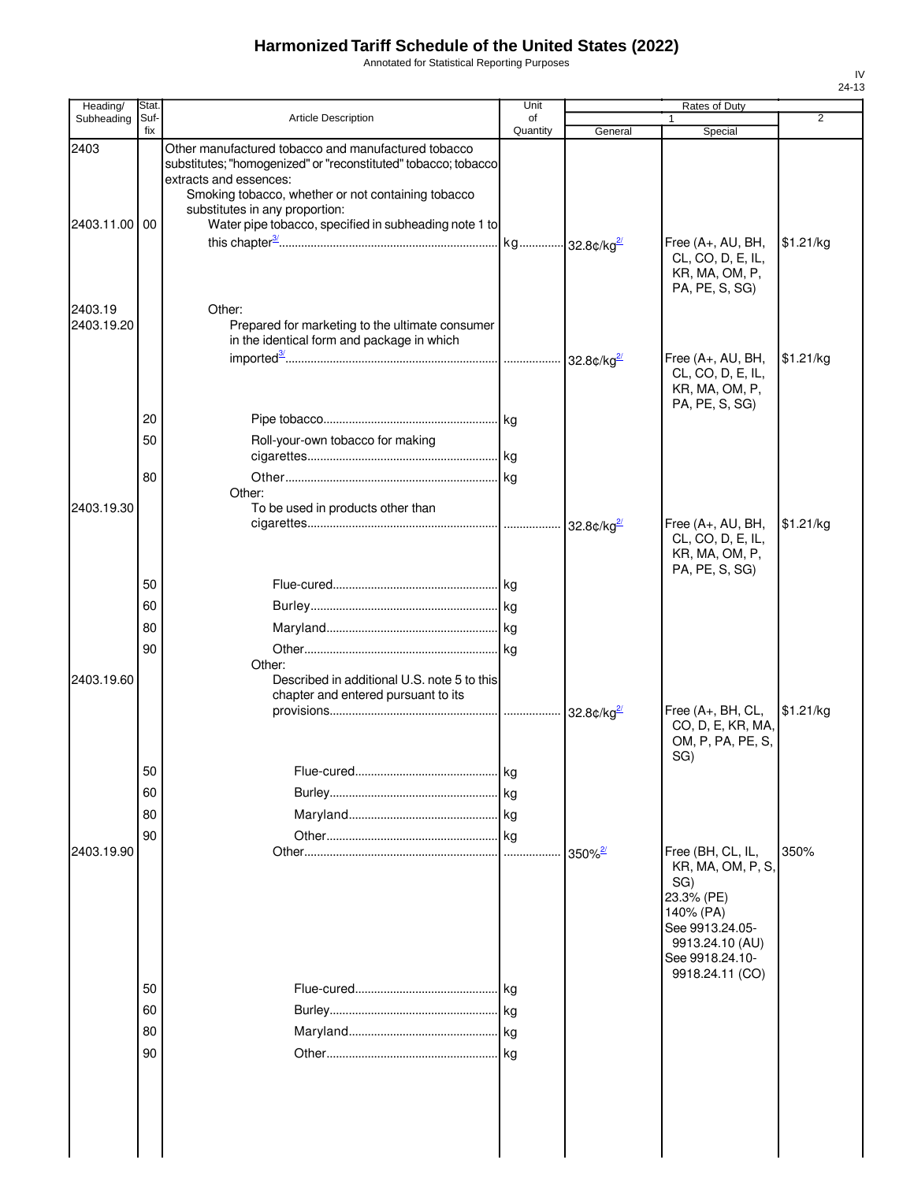# Harmonized Tariff Schedule of the United States (2022)

Annotated for Statistical Reporting Purposes

IV
24-13

| Heading/ Subheading | Stat. Suf-fix | Article Description | Unit of Quantity | Rates of Duty 1 General | Special | 2 |
|---|---|---|---|---|---|---|
| 2403 | | Other manufactured tobacco and manufactured tobacco substitutes; "homogenized" or "reconstituted" tobacco; tobacco extracts and essences: | | | | |
| | | Smoking tobacco, whether or not containing tobacco substitutes in any proportion: | | | | |
| 2403.11.00 | 00 | Water pipe tobacco, specified in subheading note 1 to this chapter[3/] | kg | 32.8¢/kg[2/] | Free (A+, AU, BH, CL, CO, D, E, IL, KR, MA, OM, P, PA, PE, S, SG) | $1.21/kg |
| 2403.19 | | Other: | | | | |
| 2403.19.20 | | Prepared for marketing to the ultimate consumer in the identical form and package in which imported[3/] | | 32.8¢/kg[2/] | Free (A+, AU, BH, CL, CO, D, E, IL, KR, MA, OM, P, PA, PE, S, SG) | $1.21/kg |
| | 20 | Pipe tobacco | kg | | | |
| | 50 | Roll-your-own tobacco for making cigarettes | kg | | | |
| | 80 | Other | kg | | | |
| | | Other: | | | | |
| 2403.19.30 | | To be used in products other than cigarettes | | 32.8¢/kg[2/] | Free (A+, AU, BH, CL, CO, D, E, IL, KR, MA, OM, P, PA, PE, S, SG) | $1.21/kg |
| | 50 | Flue-cured | kg | | | |
| | 60 | Burley | kg | | | |
| | 80 | Maryland | kg | | | |
| | 90 | Other | kg | | | |
| | | Other: | | | | |
| 2403.19.60 | | Described in additional U.S. note 5 to this chapter and entered pursuant to its provisions | | 32.8¢/kg[2/] | Free (A+, BH, CL, CO, D, E, KR, MA, OM, P, PA, PE, S, SG) | $1.21/kg |
| | 50 | Flue-cured | kg | | | |
| | 60 | Burley | kg | | | |
| | 80 | Maryland | kg | | | |
| | 90 | Other | kg | | | |
| 2403.19.90 | | Other | | 350%[2/] | Free (BH, CL, IL, KR, MA, OM, P, S, SG)<br>23.3% (PE)<br>140% (PA)<br>See 9913.24.05-9913.24.10 (AU)<br>See 9918.24.10-9918.24.11 (CO) | 350% |
| | 50 | Flue-cured | kg | | | |
| | 60 | Burley | kg | | | |
| | 80 | Maryland | kg | | | |
| | 90 | Other | kg | | | |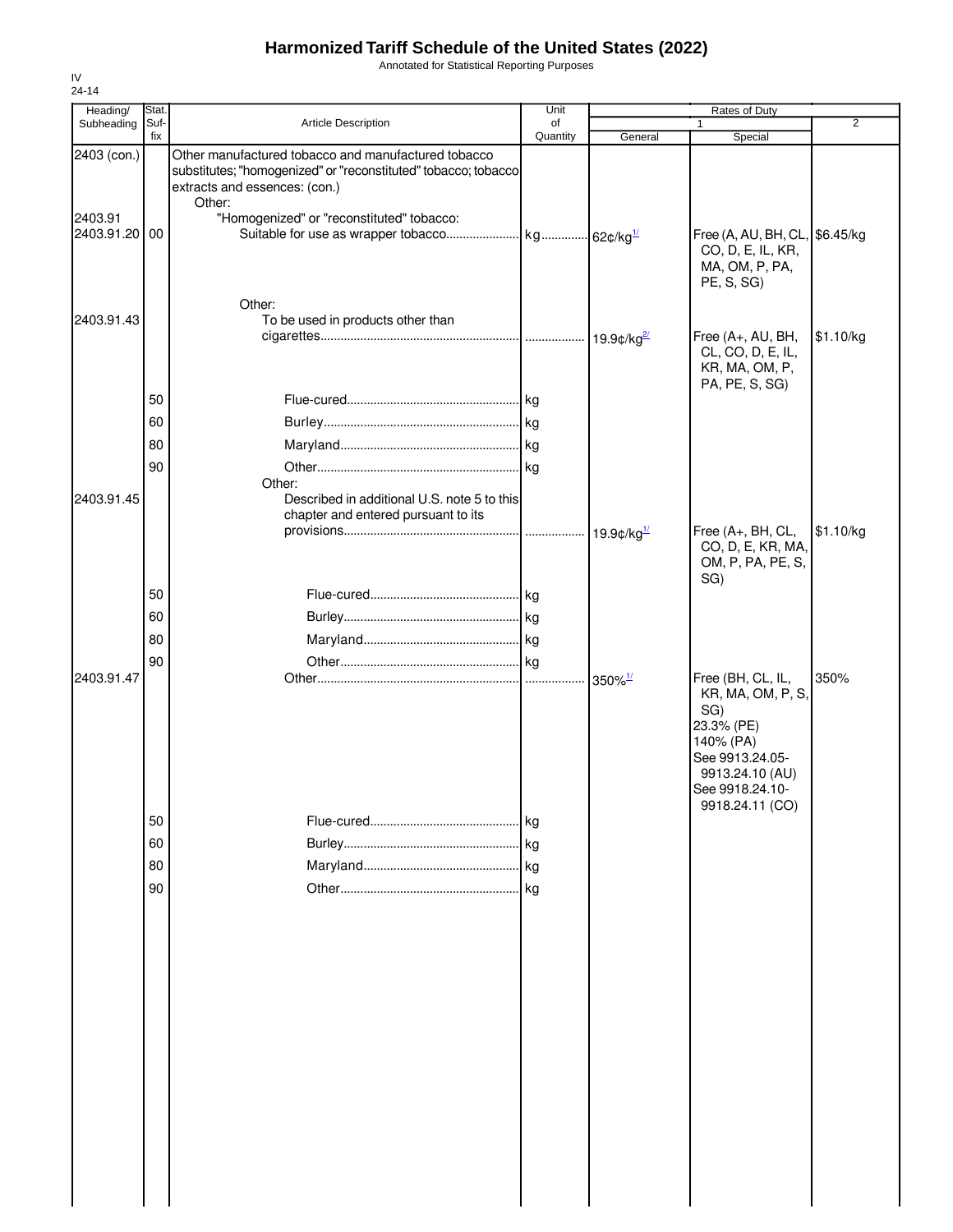# Harmonized Tariff Schedule of the United States (2022)

Annotated for Statistical Reporting Purposes

IV
24-14

| Heading/ Subheading | Stat. Suf- fix | Article Description | Unit of Quantity | Rates of Duty 1 General | Special | 2 |
|---|---|---|---|---|---|---|
| 2403 (con.) | | Other manufactured tobacco and manufactured tobacco substitutes; "homogenized" or "reconstituted" tobacco; tobacco extracts and essences: (con.) | | | | |
| | | Other: | | | | |
| 2403.91 | | "Homogenized" or "reconstituted" tobacco: | | | | |
| 2403.91.20 | 00 | Suitable for use as wrapper tobacco | kg | 62¢/kg[1/] | Free (A, AU, BH, CL, CO, D, E, IL, KR, MA, OM, P, PA, PE, S, SG) | $6.45/kg |
| | | Other: | | | | |
| 2403.91.43 | | To be used in products other than cigarettes | | 19.9¢/kg[2/] | Free (A+, AU, BH, CL, CO, D, E, IL, KR, MA, OM, P, PA, PE, S, SG) | $1.10/kg |
| | 50 | Flue-cured | kg | | | |
| | 60 | Burley | kg | | | |
| | 80 | Maryland | kg | | | |
| | 90 | Other | kg | | | |
| | | Other: | | | | |
| 2403.91.45 | | Described in additional U.S. note 5 to this chapter and entered pursuant to its provisions | | 19.9¢/kg[1/] | Free (A+, BH, CL, CO, D, E, KR, MA, OM, P, PA, PE, S, SG) | $1.10/kg |
| | 50 | Flue-cured | kg | | | |
| | 60 | Burley | kg | | | |
| | 80 | Maryland | kg | | | |
| | 90 | Other | kg | | | |
| 2403.91.47 | | Other | | 350%[1/] | Free (BH, CL, IL, KR, MA, OM, P, S, SG) 23.3% (PE) 140% (PA) See 9913.24.05-9913.24.10 (AU) See 9918.24.10-9918.24.11 (CO) | 350% |
| | 50 | Flue-cured | kg | | | |
| | 60 | Burley | kg | | | |
| | 80 | Maryland | kg | | | |
| | 90 | Other | kg | | | |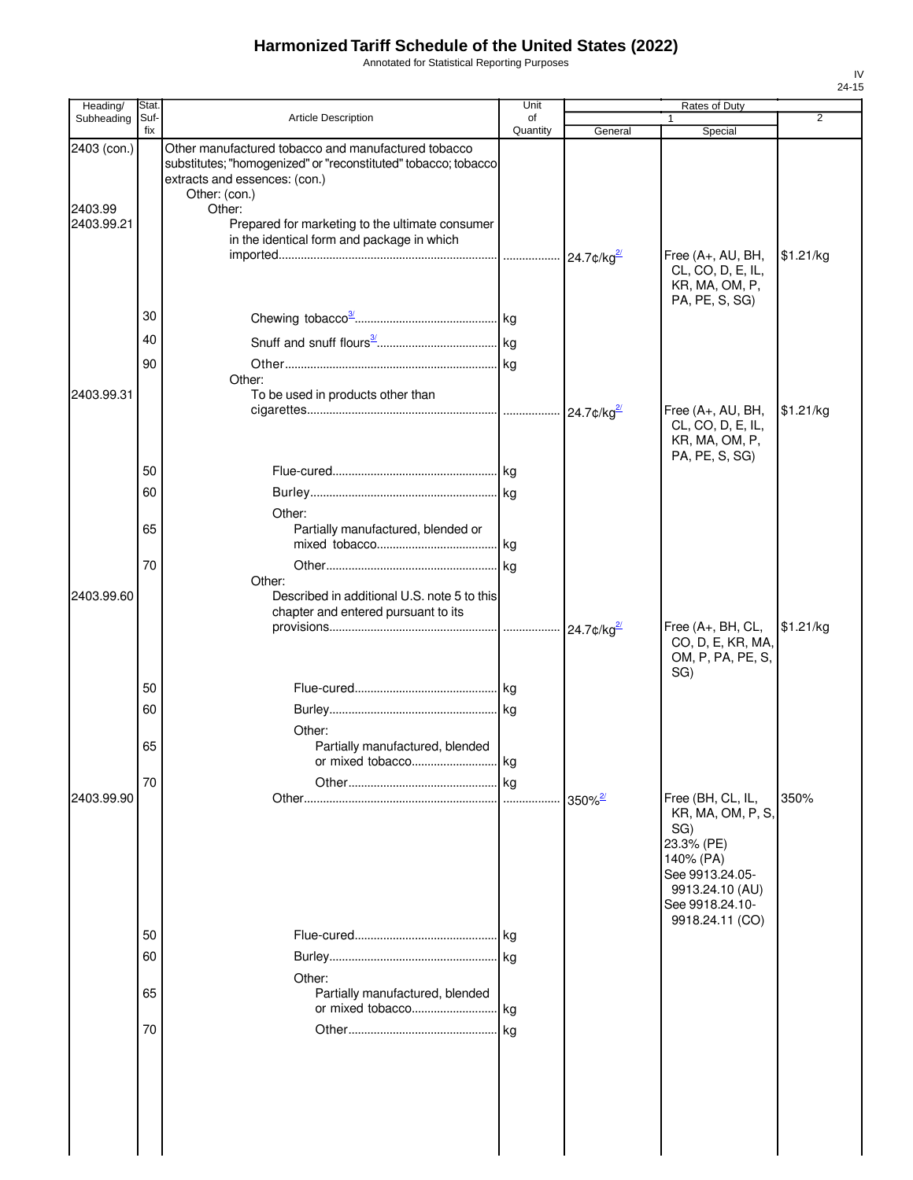# Harmonized Tariff Schedule of the United States (2022)

Annotated for Statistical Reporting Purposes

IV
24-15

| Heading/ Subheading | Stat. Suf- fix | Article Description | Unit of Quantity | Rates of Duty 1 General | Special | 2 |
|---|---|---|---|---|---|---|
| 2403 (con.) | | Other manufactured tobacco and manufactured tobacco substitutes; "homogenized" or "reconstituted" tobacco; tobacco extracts and essences: (con.) | | | | |
| | | Other: (con.) | | | | |
| 2403.99 | | Other: | | | | |
| 2403.99.21 | | Prepared for marketing to the ultimate consumer in the identical form and package in which imported | | 24.7¢/kg[2/] | Free (A+, AU, BH, CL, CO, D, E, IL, KR, MA, OM, P, PA, PE, S, SG) | $1.21/kg |
| | 30 | Chewing tobacco[3/] | kg | | | |
| | 40 | Snuff and snuff flours[3/] | kg | | | |
| | 90 | Other | kg | | | |
| | | Other: | | | | |
| 2403.99.31 | | To be used in products other than cigarettes | | 24.7¢/kg[2/] | Free (A+, AU, BH, CL, CO, D, E, IL, KR, MA, OM, P, PA, PE, S, SG) | $1.21/kg |
| | 50 | Flue-cured | kg | | | |
| | 60 | Burley | kg | | | |
| | | Other: | | | | |
| | 65 | Partially manufactured, blended or mixed tobacco | kg | | | |
| | 70 | Other | kg | | | |
| | | Other: | | | | |
| 2403.99.60 | | Described in additional U.S. note 5 to this chapter and entered pursuant to its provisions | | 24.7¢/kg[2/] | Free (A+, BH, CL, CO, D, E, KR, MA, OM, P, PA, PE, S, SG) | $1.21/kg |
| | 50 | Flue-cured | kg | | | |
| | 60 | Burley | kg | | | |
| | | Other: | | | | |
| | 65 | Partially manufactured, blended or mixed tobacco | kg | | | |
| | 70 | Other | kg | | | |
| 2403.99.90 | | Other | | 350%[2/] | Free (BH, CL, IL, KR, MA, OM, P, S, SG) 23.3% (PE) 140% (PA) See 9913.24.05-9913.24.10 (AU) See 9918.24.10-9918.24.11 (CO) | 350% |
| | 50 | Flue-cured | kg | | | |
| | 60 | Burley | kg | | | |
| | | Other: | | | | |
| | 65 | Partially manufactured, blended or mixed tobacco | kg | | | |
| | 70 | Other | kg | | | |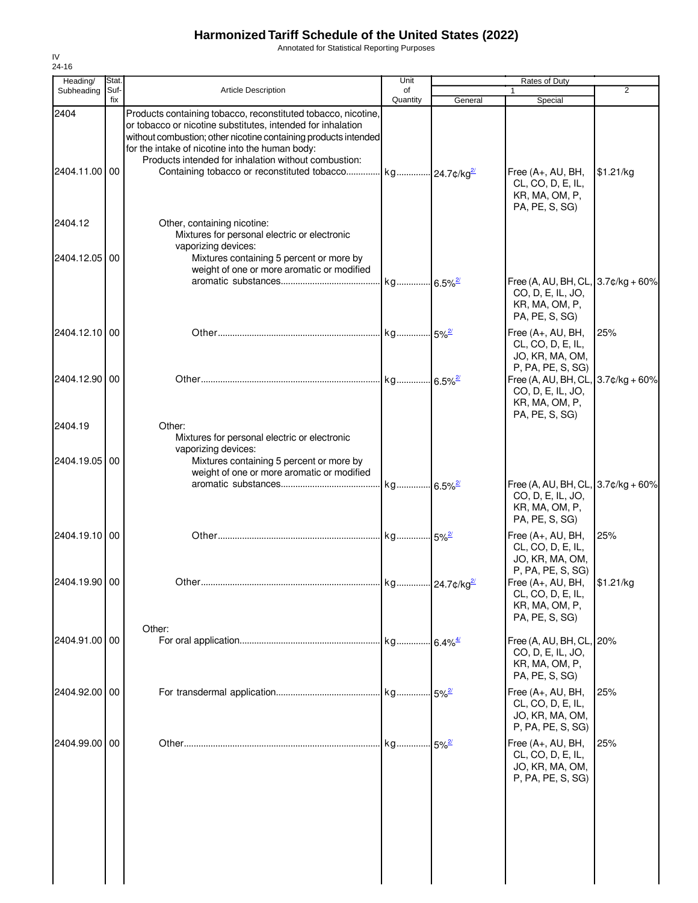# Harmonized Tariff Schedule of the United States (2022)

Annotated for Statistical Reporting Purposes

IV
24-16

| Heading/ Subheading | Stat. Suf-fix | Article Description | Unit of Quantity | Rates of Duty 1 General | Special | 2 |
|---|---|---|---|---|---|---|
| 2404 | | Products containing tobacco, reconstituted tobacco, nicotine, or tobacco or nicotine substitutes, intended for inhalation without combustion; other nicotine containing products intended for the intake of nicotine into the human body: | | | | |
| | | Products intended for inhalation without combustion: | | | | |
| 2404.11.00 | 00 | Containing tobacco or reconstituted tobacco | kg | 24.7¢/kg[2/] | Free (A+, AU, BH, CL, CO, D, E, IL, KR, MA, OM, P, PA, PE, S, SG) | $1.21/kg |
| 2404.12 | | Other, containing nicotine: | | | | |
| | | Mixtures for personal electric or electronic vaporizing devices: | | | | |
| 2404.12.05 | 00 | Mixtures containing 5 percent or more by weight of one or more aromatic or modified aromatic substances | kg | 6.5%[2/] | Free (A, AU, BH, CL, CO, D, E, IL, JO, KR, MA, OM, P, PA, PE, S, SG) | 3.7¢/kg + 60% |
| 2404.12.10 | 00 | Other | kg | 5%[2/] | Free (A+, AU, BH, CL, CO, D, E, IL, JO, KR, MA, OM, P, PA, PE, S, SG) | 25% |
| 2404.12.90 | 00 | Other | kg | 6.5%[2/] | Free (A, AU, BH, CL, CO, D, E, IL, JO, KR, MA, OM, P, PA, PE, S, SG) | 3.7¢/kg + 60% |
| 2404.19 | | Other: | | | | |
| | | Mixtures for personal electric or electronic vaporizing devices: | | | | |
| 2404.19.05 | 00 | Mixtures containing 5 percent or more by weight of one or more aromatic or modified aromatic substances | kg | 6.5%[2/] | Free (A, AU, BH, CL, CO, D, E, IL, JO, KR, MA, OM, P, PA, PE, S, SG) | 3.7¢/kg + 60% |
| 2404.19.10 | 00 | Other | kg | 5%[2/] | Free (A+, AU, BH, CL, CO, D, E, IL, JO, KR, MA, OM, P, PA, PE, S, SG) | 25% |
| 2404.19.90 | 00 | Other | kg | 24.7¢/kg[2/] | Free (A+, AU, BH, CL, CO, D, E, IL, KR, MA, OM, P, PA, PE, S, SG) | $1.21/kg |
| | | Other: | | | | |
| 2404.91.00 | 00 | For oral application | kg | 6.4%[4/] | Free (A, AU, BH, CL, CO, D, E, IL, JO, KR, MA, OM, P, PA, PE, S, SG) | 20% |
| 2404.92.00 | 00 | For transdermal application | kg | 5%[2/] | Free (A+, AU, BH, CL, CO, D, E, IL, JO, KR, MA, OM, P, PA, PE, S, SG) | 25% |
| 2404.99.00 | 00 | Other | kg | 5%[2/] | Free (A+, AU, BH, CL, CO, D, E, IL, JO, KR, MA, OM, P, PA, PE, S, SG) | 25% |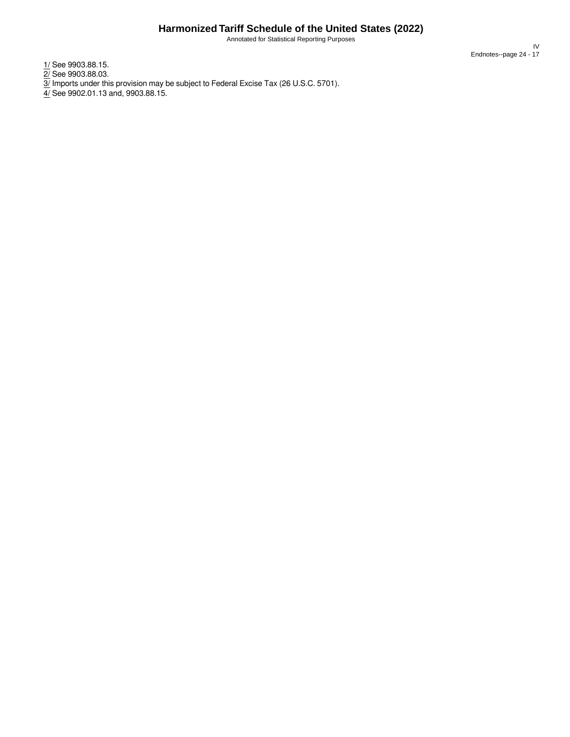1/ See 9903.88.15.
2/ See 9903.88.03.
3/ Imports under this provision may be subject to Federal Excise Tax (26 U.S.C. 5701).
4/ See 9902.01.13 and, 9903.88.15.